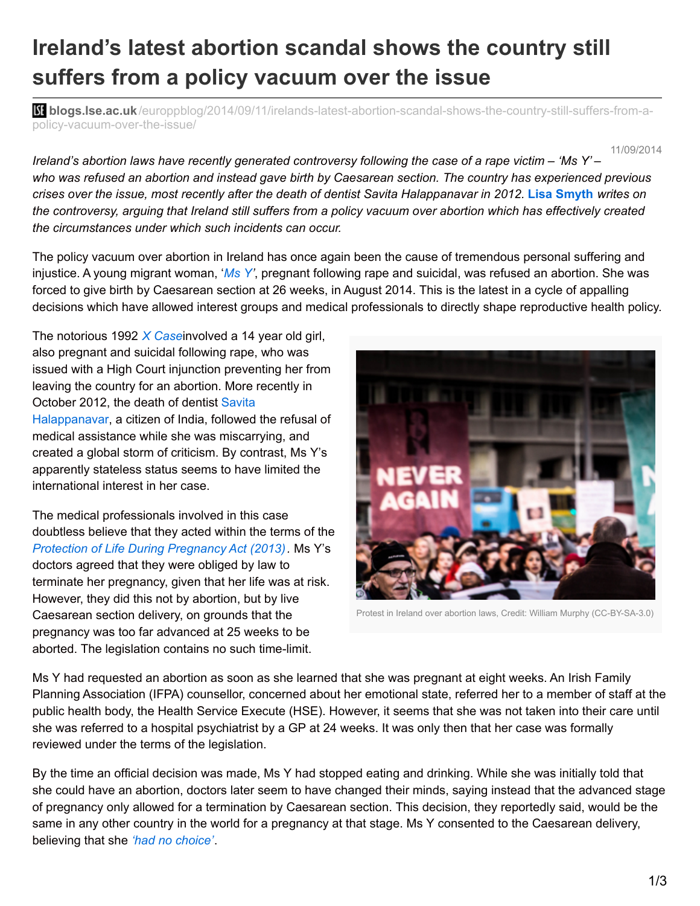# Ireland's latest abortion scandal shows the country still suffers from a policy vacuum over the issue

**blogs.lse.ac.uk**/europpblog/2014/09/11/irelands-latest-abortion-scandal-shows-the-country-still-suffers-from-a-policy-vacuum-over-the-issue/

11/09/2014

*Ireland's abortion laws have recently generated controversy following the case of a rape victim – 'Ms Y' – who was refused an abortion and instead gave birth by Caesarean section. The country has experienced previous crises over the issue, most recently after the death of dentist Savita Halappanavar in 2012.* **Lisa Smyth** *writes on the controversy, arguing that Ireland still suffers from a policy vacuum over abortion which has effectively created the circumstances under which such incidents can occur.*

The policy vacuum over abortion in Ireland has once again been the cause of tremendous personal suffering and injustice. A young migrant woman, '*Ms Y*', pregnant following rape and suicidal, was refused an abortion. She was forced to give birth by Caesarean section at 26 weeks, in August 2014. This is the latest in a cycle of appalling decisions which have allowed interest groups and medical professionals to directly shape reproductive health policy.

The notorious 1992 *X Case*involved a 14 year old girl, also pregnant and suicidal following rape, who was issued with a High Court injunction preventing her from leaving the country for an abortion. More recently in October 2012, the death of dentist Savita Halappanavar, a citizen of India, followed the refusal of medical assistance while she was miscarrying, and created a global storm of criticism. By contrast, Ms Y's apparently stateless status seems to have limited the international interest in her case.

Protest in Ireland over abortion laws, Credit: William Murphy (CC-BY-SA-3.0)

The medical professionals involved in this case doubtless believe that they acted within the terms of the *Protection of Life During Pregnancy Act (2013)*. Ms Y's doctors agreed that they were obliged by law to terminate her pregnancy, given that her life was at risk. However, they did this not by abortion, but by live Caesarean section delivery, on grounds that the pregnancy was too far advanced at 25 weeks to be aborted. The legislation contains no such time-limit.

Ms Y had requested an abortion as soon as she learned that she was pregnant at eight weeks. An Irish Family Planning Association (IFPA) counsellor, concerned about her emotional state, referred her to a member of staff at the public health body, the Health Service Execute (HSE). However, it seems that she was not taken into their care until she was referred to a hospital psychiatrist by a GP at 24 weeks. It was only then that her case was formally reviewed under the terms of the legislation.

By the time an official decision was made, Ms Y had stopped eating and drinking. While she was initially told that she could have an abortion, doctors later seem to have changed their minds, saying instead that the advanced stage of pregnancy only allowed for a termination by Caesarean section. This decision, they reportedly said, would be the same in any other country in the world for a pregnancy at that stage. Ms Y consented to the Caesarean delivery, believing that she *'had no choice'*.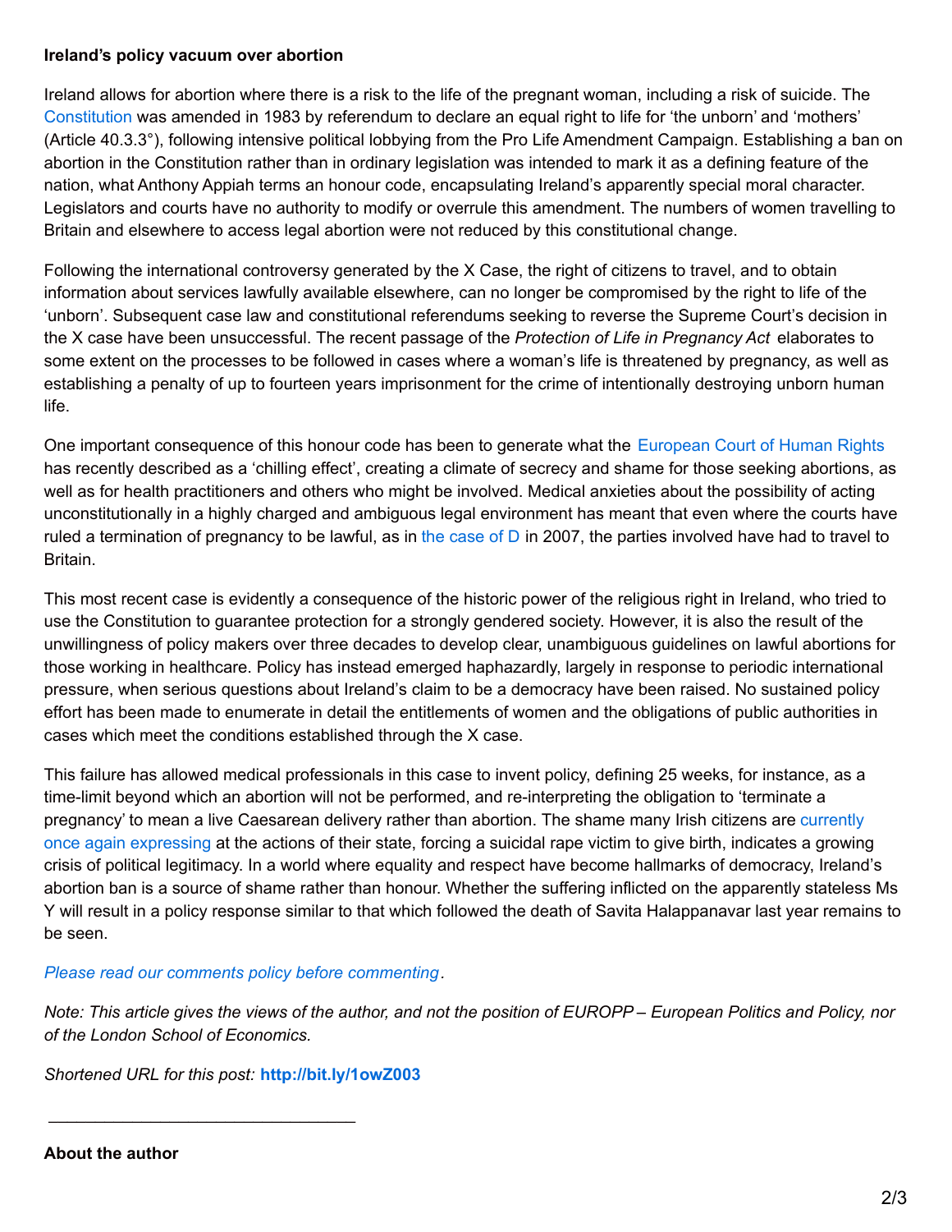**Ireland's policy vacuum over abortion**

Ireland allows for abortion where there is a risk to the life of the pregnant woman, including a risk of suicide. The Constitution was amended in 1983 by referendum to declare an equal right to life for 'the unborn' and 'mothers' (Article 40.3.3°), following intensive political lobbying from the Pro Life Amendment Campaign. Establishing a ban on abortion in the Constitution rather than in ordinary legislation was intended to mark it as a defining feature of the nation, what Anthony Appiah terms an honour code, encapsulating Ireland's apparently special moral character. Legislators and courts have no authority to modify or overrule this amendment. The numbers of women travelling to Britain and elsewhere to access legal abortion were not reduced by this constitutional change.

Following the international controversy generated by the X Case, the right of citizens to travel, and to obtain information about services lawfully available elsewhere, can no longer be compromised by the right to life of the 'unborn'. Subsequent case law and constitutional referendums seeking to reverse the Supreme Court's decision in the X case have been unsuccessful. The recent passage of the *Protection of Life in Pregnancy Act* elaborates to some extent on the processes to be followed in cases where a woman's life is threatened by pregnancy, as well as establishing a penalty of up to fourteen years imprisonment for the crime of intentionally destroying unborn human life.

One important consequence of this honour code has been to generate what the European Court of Human Rights has recently described as a 'chilling effect', creating a climate of secrecy and shame for those seeking abortions, as well as for health practitioners and others who might be involved. Medical anxieties about the possibility of acting unconstitutionally in a highly charged and ambiguous legal environment has meant that even where the courts have ruled a termination of pregnancy to be lawful, as in the case of D in 2007, the parties involved have had to travel to Britain.

This most recent case is evidently a consequence of the historic power of the religious right in Ireland, who tried to use the Constitution to guarantee protection for a strongly gendered society. However, it is also the result of the unwillingness of policy makers over three decades to develop clear, unambiguous guidelines on lawful abortions for those working in healthcare. Policy has instead emerged haphazardly, largely in response to periodic international pressure, when serious questions about Ireland's claim to be a democracy have been raised. No sustained policy effort has been made to enumerate in detail the entitlements of women and the obligations of public authorities in cases which meet the conditions established through the X case.

This failure has allowed medical professionals in this case to invent policy, defining 25 weeks, for instance, as a time-limit beyond which an abortion will not be performed, and re-interpreting the obligation to 'terminate a pregnancy' to mean a live Caesarean delivery rather than abortion. The shame many Irish citizens are currently once again expressing at the actions of their state, forcing a suicidal rape victim to give birth, indicates a growing crisis of political legitimacy. In a world where equality and respect have become hallmarks of democracy, Ireland's abortion ban is a source of shame rather than honour. Whether the suffering inflicted on the apparently stateless Ms Y will result in a policy response similar to that which followed the death of Savita Halappanavar last year remains to be seen.

*Please read our comments policy before commenting.*

*Note: This article gives the views of the author, and not the position of EUROPP – European Politics and Policy, nor of the London School of Economics.*

*Shortened URL for this post:* **http://bit.ly/1owZ003**

---

**About the author**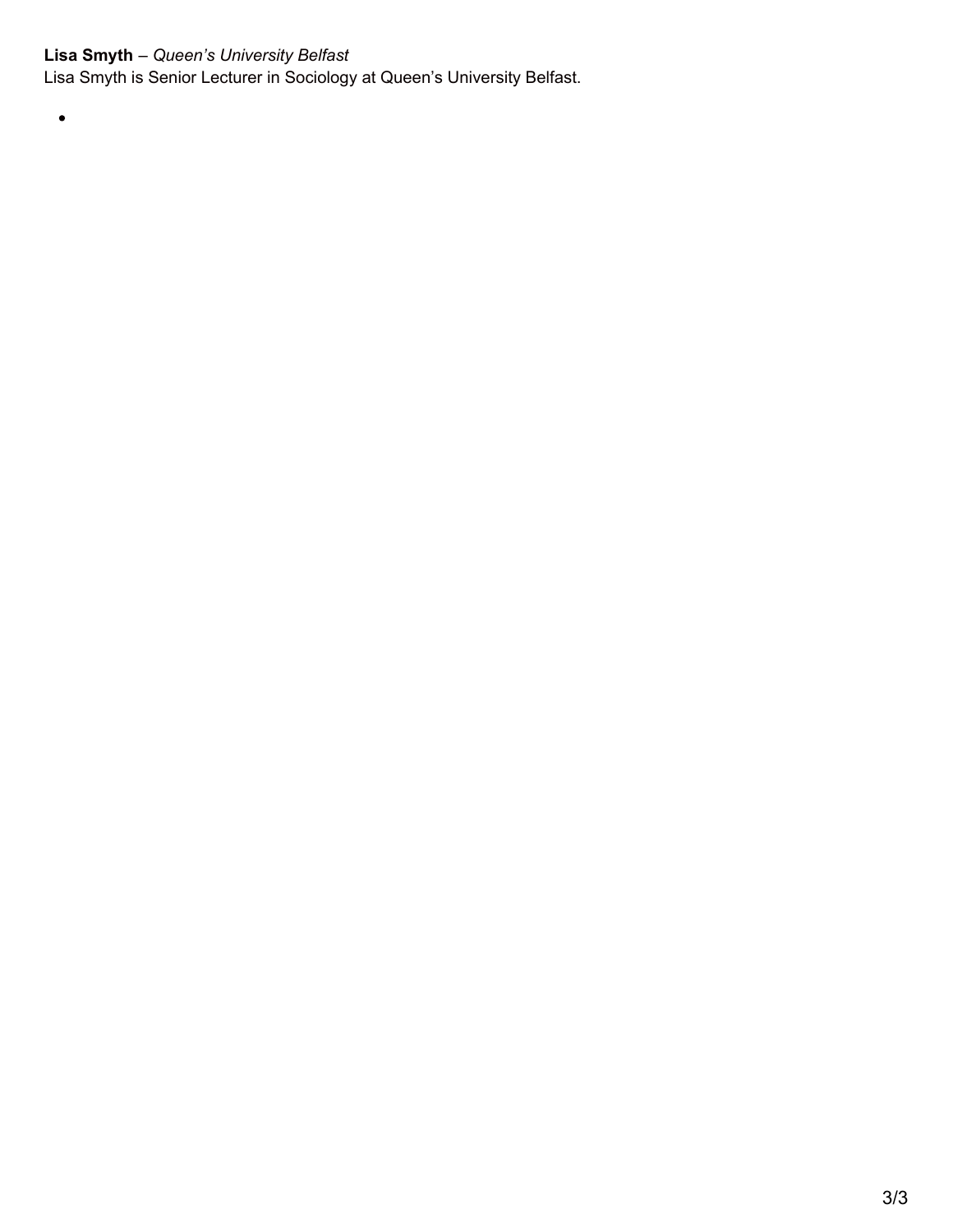**Lisa Smyth** – *Queen's University Belfast*
Lisa Smyth is Senior Lecturer in Sociology at Queen's University Belfast.